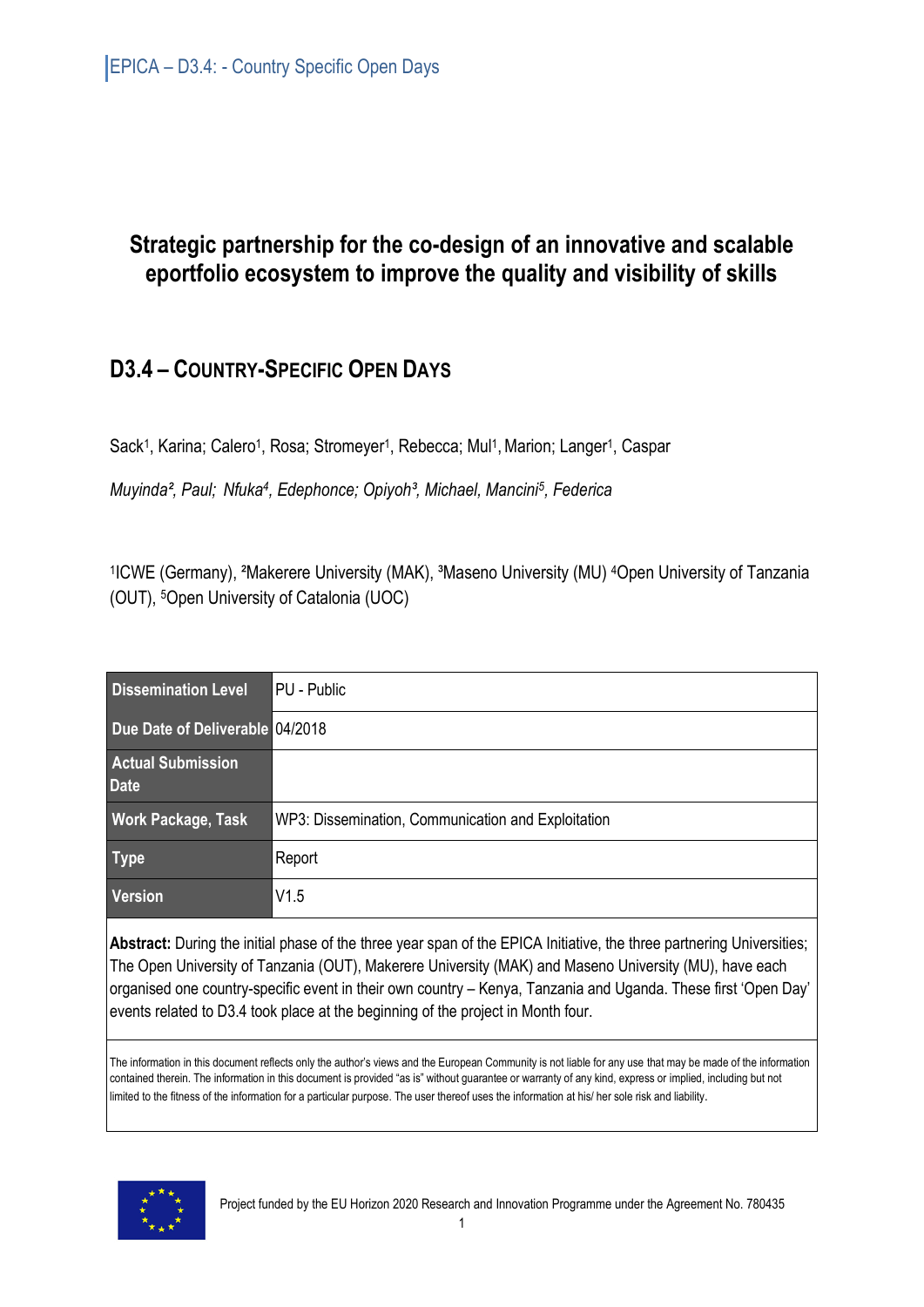# Strategic partnership for the co-design of an innovative and scalable eportfolio ecosystem to improve the quality and visibility of skills

## D3.4 – Country-Specific Open Days

Sack[1], Karina; Calero[1], Rosa; Stromeyer[1], Rebecca; Mul[1], Marion; Langer[1], Caspar

*Muyinda[2], Paul; Nfuka[4], Edephonce; Opiyoh[3], Michael, Mancini[5], Federica*

[1]ICWE (Germany), [2]Makerere University (MAK), [3]Maseno University (MU) [4]Open University of Tanzania (OUT), [5]Open University of Catalonia (UOC)

| | |
|---|---|
| **Dissemination Level** | PU - Public |
| **Due Date of Deliverable** | 04/2018 |
| **Actual Submission Date** | |
| **Work Package, Task** | WP3: Dissemination, Communication and Exploitation |
| **Type** | Report |
| **Version** | V1.5 |

**Abstract:** During the initial phase of the three year span of the EPICA Initiative, the three partnering Universities; The Open University of Tanzania (OUT), Makerere University (MAK) and Maseno University (MU), have each organised one country-specific event in their own country – Kenya, Tanzania and Uganda. These first 'Open Day' events related to D3.4 took place at the beginning of the project in Month four.

The information in this document reflects only the author's views and the European Community is not liable for any use that may be made of the information contained therein. The information in this document is provided "as is" without guarantee or warranty of any kind, express or implied, including but not limited to the fitness of the information for a particular purpose. The user thereof uses the information at his/ her sole risk and liability.

Project funded by the EU Horizon 2020 Research and Innovation Programme under the Agreement No. 780435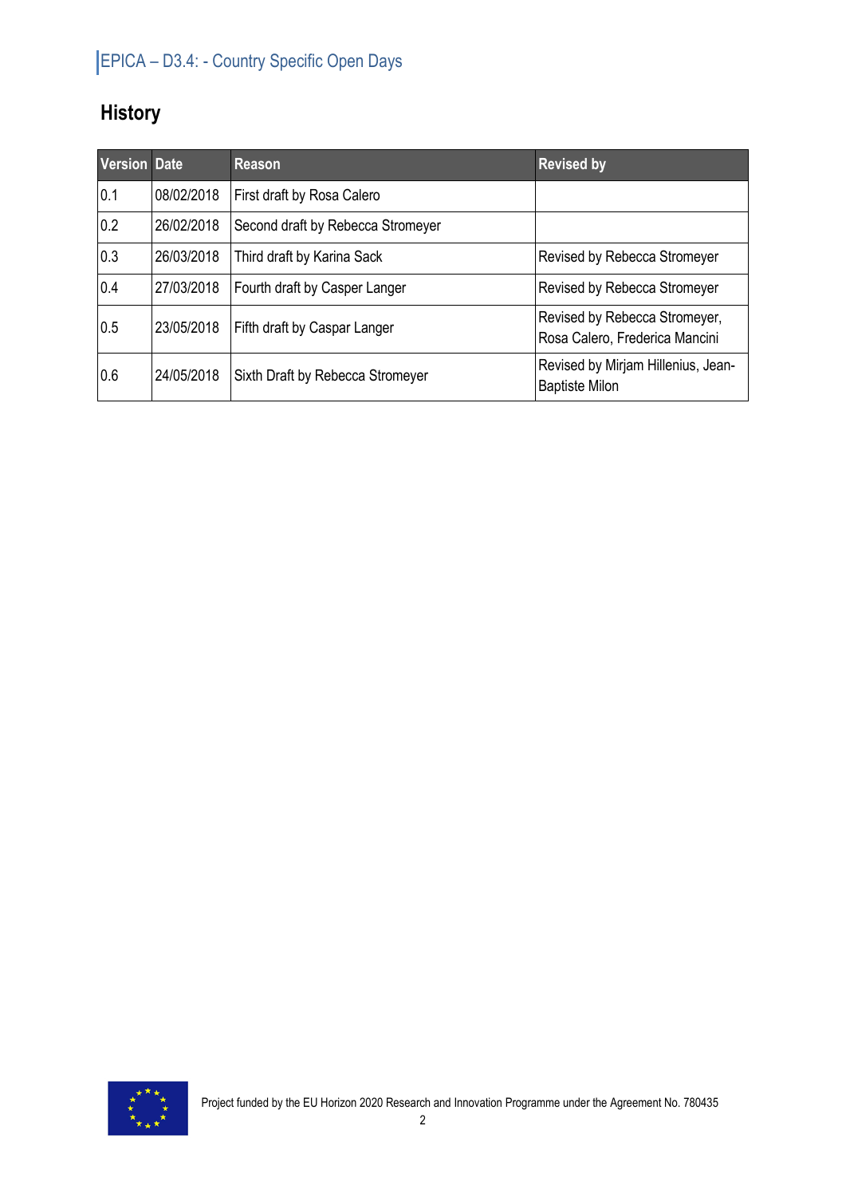## History

| Version | Date | Reason | Revised by |
|---|---|---|---|
| 0.1 | 08/02/2018 | First draft by Rosa Calero | |
| 0.2 | 26/02/2018 | Second draft by Rebecca Stromeyer | |
| 0.3 | 26/03/2018 | Third draft by Karina Sack | Revised by Rebecca Stromeyer |
| 0.4 | 27/03/2018 | Fourth draft by Casper Langer | Revised by Rebecca Stromeyer |
| 0.5 | 23/05/2018 | Fifth draft by Caspar Langer | Revised by Rebecca Stromeyer, Rosa Calero, Frederica Mancini |
| 0.6 | 24/05/2018 | Sixth Draft by Rebecca Stromeyer | Revised by Mirjam Hillenius, Jean-Baptiste Milon |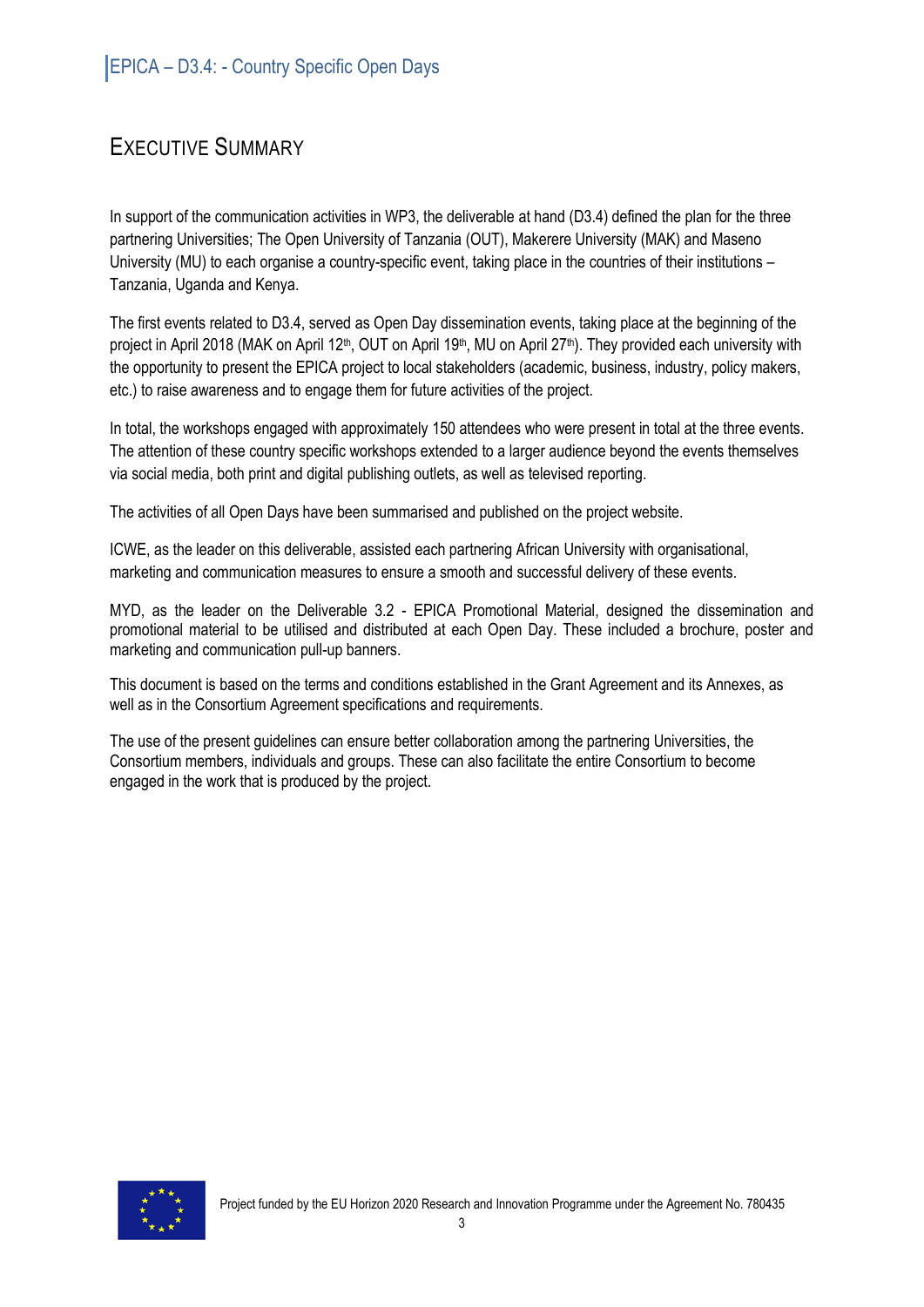# Executive Summary

In support of the communication activities in WP3, the deliverable at hand (D3.4) defined the plan for the three partnering Universities; The Open University of Tanzania (OUT), Makerere University (MAK) and Maseno University (MU) to each organise a country-specific event, taking place in the countries of their institutions – Tanzania, Uganda and Kenya.

The first events related to D3.4, served as Open Day dissemination events, taking place at the beginning of the project in April 2018 (MAK on April 12th, OUT on April 19th, MU on April 27th). They provided each university with the opportunity to present the EPICA project to local stakeholders (academic, business, industry, policy makers, etc.) to raise awareness and to engage them for future activities of the project.

In total, the workshops engaged with approximately 150 attendees who were present in total at the three events. The attention of these country specific workshops extended to a larger audience beyond the events themselves via social media, both print and digital publishing outlets, as well as televised reporting.

The activities of all Open Days have been summarised and published on the project website.

ICWE, as the leader on this deliverable, assisted each partnering African University with organisational, marketing and communication measures to ensure a smooth and successful delivery of these events.

MYD, as the leader on the Deliverable 3.2 - EPICA Promotional Material, designed the dissemination and promotional material to be utilised and distributed at each Open Day. These included a brochure, poster and marketing and communication pull-up banners.

This document is based on the terms and conditions established in the Grant Agreement and its Annexes, as well as in the Consortium Agreement specifications and requirements.

The use of the present guidelines can ensure better collaboration among the partnering Universities, the Consortium members, individuals and groups. These can also facilitate the entire Consortium to become engaged in the work that is produced by the project.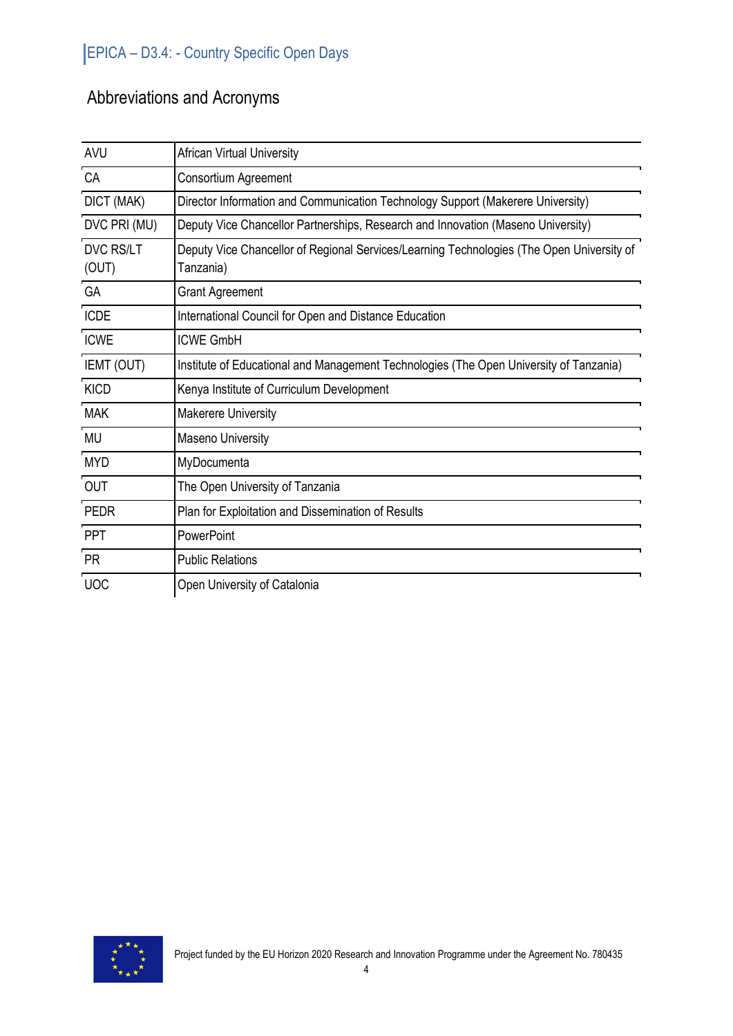## Abbreviations and Acronyms

| | |
|---|---|
| AVU | African Virtual University |
| CA | Consortium Agreement |
| DICT (MAK) | Director Information and Communication Technology Support (Makerere University) |
| DVC PRI (MU) | Deputy Vice Chancellor Partnerships, Research and Innovation (Maseno University) |
| DVC RS/LT (OUT) | Deputy Vice Chancellor of Regional Services/Learning Technologies (The Open University of Tanzania) |
| GA | Grant Agreement |
| ICDE | International Council for Open and Distance Education |
| ICWE | ICWE GmbH |
| IEMT (OUT) | Institute of Educational and Management Technologies (The Open University of Tanzania) |
| KICD | Kenya Institute of Curriculum Development |
| MAK | Makerere University |
| MU | Maseno University |
| MYD | MyDocumenta |
| OUT | The Open University of Tanzania |
| PEDR | Plan for Exploitation and Dissemination of Results |
| PPT | PowerPoint |
| PR | Public Relations |
| UOC | Open University of Catalonia |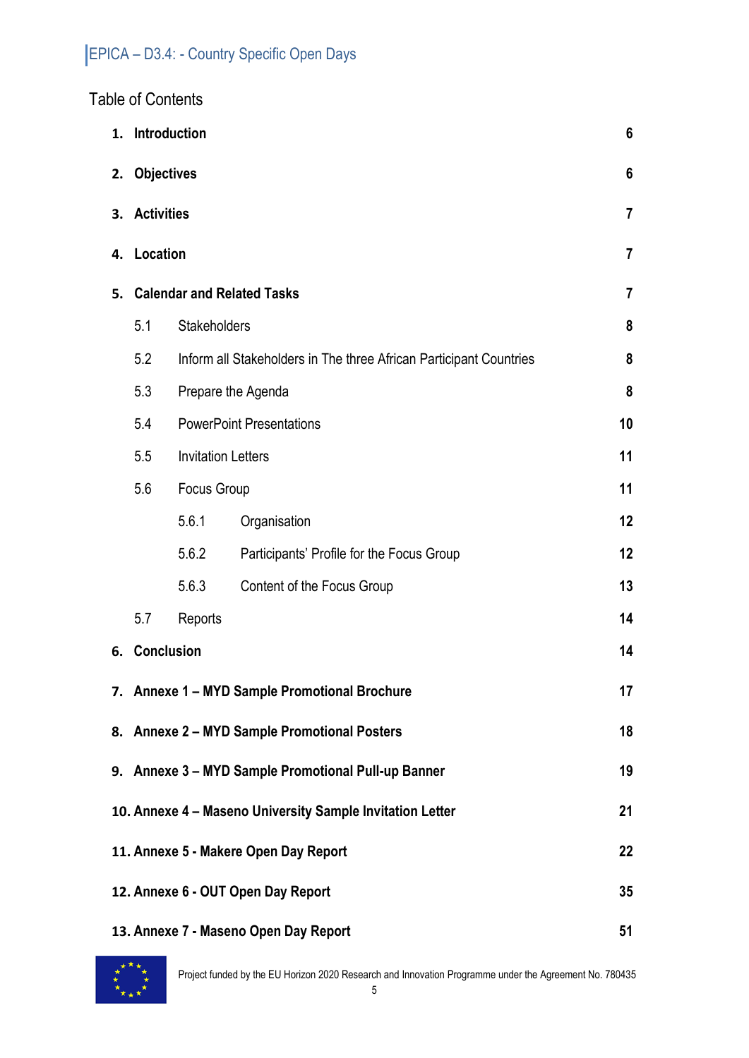## Table of Contents

| | | |
|---|---|---|
| **1.** | **Introduction** | **6** |
| **2.** | **Objectives** | **6** |
| **3.** | **Activities** | **7** |
| **4.** | **Location** | **7** |
| **5.** | **Calendar and Related Tasks** | **7** |
| 5.1 | Stakeholders | **8** |
| 5.2 | Inform all Stakeholders in The three African Participant Countries | **8** |
| 5.3 | Prepare the Agenda | **8** |
| 5.4 | PowerPoint Presentations | **10** |
| 5.5 | Invitation Letters | **11** |
| 5.6 | Focus Group | **11** |
| 5.6.1 | Organisation | **12** |
| 5.6.2 | Participants' Profile for the Focus Group | **12** |
| 5.6.3 | Content of the Focus Group | **13** |
| 5.7 | Reports | **14** |
| **6.** | **Conclusion** | **14** |
| **7.** | **Annexe 1 – MYD Sample Promotional Brochure** | **17** |
| **8.** | **Annexe 2 – MYD Sample Promotional Posters** | **18** |
| **9.** | **Annexe 3 – MYD Sample Promotional Pull-up Banner** | **19** |
| **10.** | **Annexe 4 – Maseno University Sample Invitation Letter** | **21** |
| **11.** | **Annexe 5 - Makere Open Day Report** | **22** |
| **12.** | **Annexe 6 - OUT Open Day Report** | **35** |
| **13.** | **Annexe 7 - Maseno Open Day Report** | **51** |

Project funded by the EU Horizon 2020 Research and Innovation Programme under the Agreement No. 780435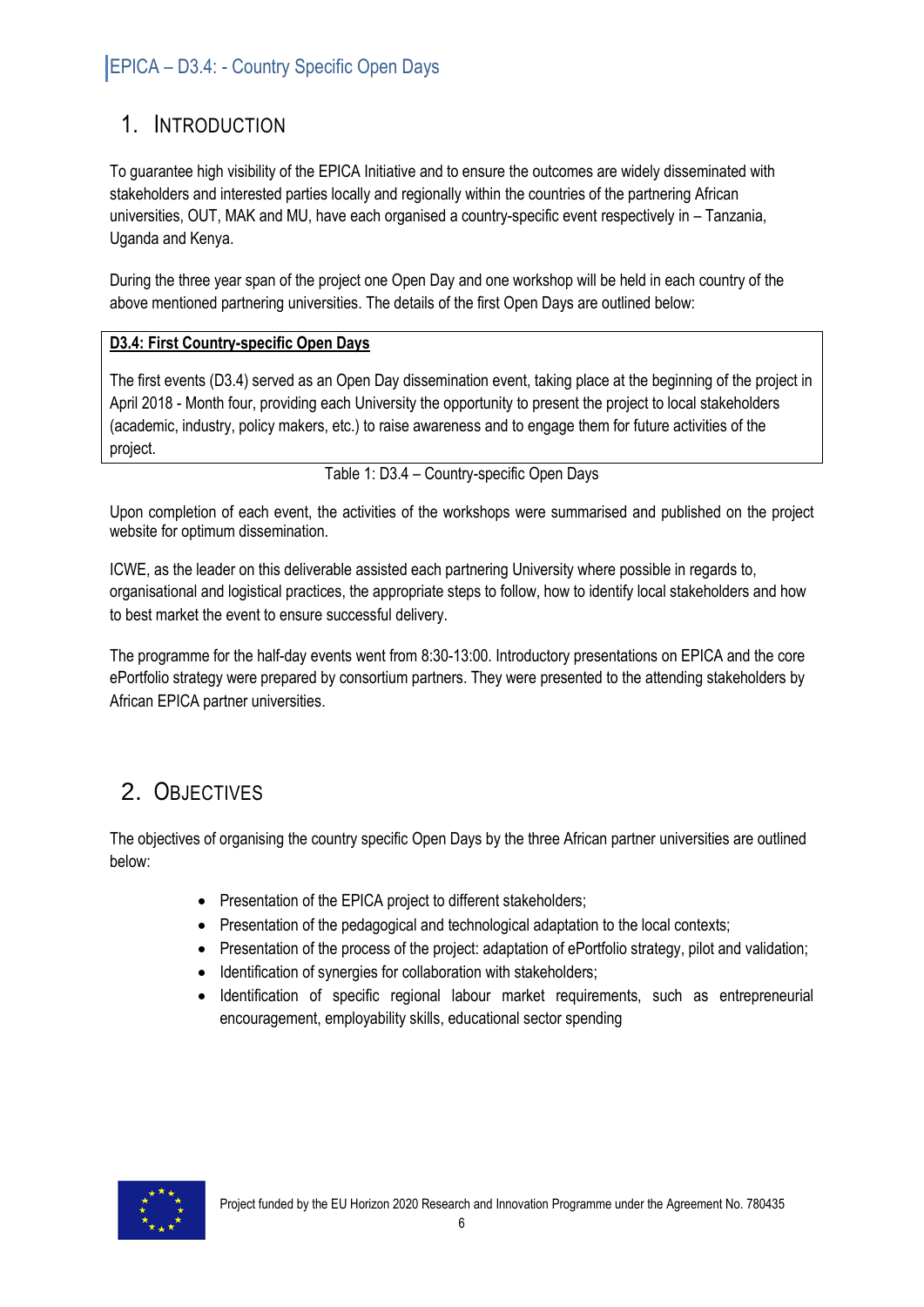# 1. Introduction

To guarantee high visibility of the EPICA Initiative and to ensure the outcomes are widely disseminated with stakeholders and interested parties locally and regionally within the countries of the partnering African universities, OUT, MAK and MU, have each organised a country-specific event respectively in – Tanzania, Uganda and Kenya.

During the three year span of the project one Open Day and one workshop will be held in each country of the above mentioned partnering universities. The details of the first Open Days are outlined below:

| **D3.4: First Country-specific Open Days** |
|---|
| The first events (D3.4) served as an Open Day dissemination event, taking place at the beginning of the project in April 2018 - Month four, providing each University the opportunity to present the project to local stakeholders (academic, industry, policy makers, etc.) to raise awareness and to engage them for future activities of the project. |

Table 1: D3.4 – Country-specific Open Days

Upon completion of each event, the activities of the workshops were summarised and published on the project website for optimum dissemination.

ICWE, as the leader on this deliverable assisted each partnering University where possible in regards to, organisational and logistical practices, the appropriate steps to follow, how to identify local stakeholders and how to best market the event to ensure successful delivery.

The programme for the half-day events went from 8:30-13:00. Introductory presentations on EPICA and the core ePortfolio strategy were prepared by consortium partners. They were presented to the attending stakeholders by African EPICA partner universities.

# 2. Objectives

The objectives of organising the country specific Open Days by the three African partner universities are outlined below:

- Presentation of the EPICA project to different stakeholders;
- Presentation of the pedagogical and technological adaptation to the local contexts;
- Presentation of the process of the project: adaptation of ePortfolio strategy, pilot and validation;
- Identification of synergies for collaboration with stakeholders;
- Identification of specific regional labour market requirements, such as entrepreneurial encouragement, employability skills, educational sector spending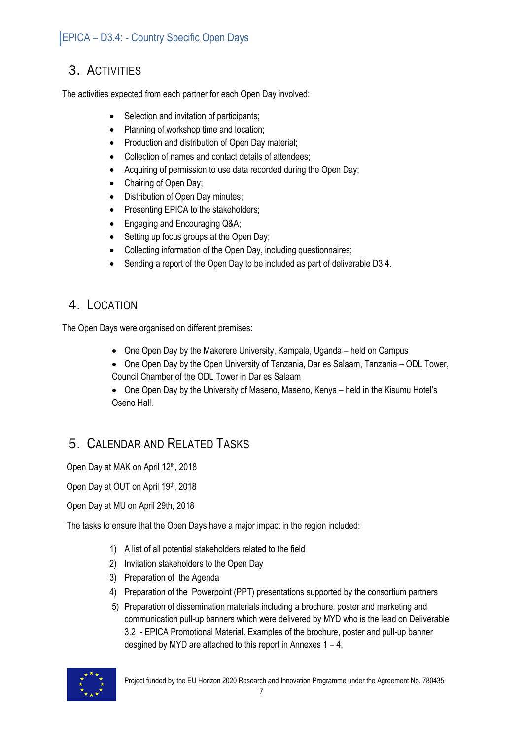## 3. Activities

The activities expected from each partner for each Open Day involved:

- Selection and invitation of participants;
- Planning of workshop time and location;
- Production and distribution of Open Day material;
- Collection of names and contact details of attendees;
- Acquiring of permission to use data recorded during the Open Day;
- Chairing of Open Day;
- Distribution of Open Day minutes;
- Presenting EPICA to the stakeholders;
- Engaging and Encouraging Q&A;
- Setting up focus groups at the Open Day;
- Collecting information of the Open Day, including questionnaires;
- Sending a report of the Open Day to be included as part of deliverable D3.4.

## 4. Location

The Open Days were organised on different premises:

- One Open Day by the Makerere University, Kampala, Uganda – held on Campus
- One Open Day by the Open University of Tanzania, Dar es Salaam, Tanzania – ODL Tower, Council Chamber of the ODL Tower in Dar es Salaam
- One Open Day by the University of Maseno, Maseno, Kenya – held in the Kisumu Hotel's Oseno Hall.

## 5. Calendar and Related Tasks

Open Day at MAK on April 12th, 2018

Open Day at OUT on April 19th, 2018

Open Day at MU on April 29th, 2018

The tasks to ensure that the Open Days have a major impact in the region included:

1) A list of all potential stakeholders related to the field
2) Invitation stakeholders to the Open Day
3) Preparation of the Agenda
4) Preparation of the Powerpoint (PPT) presentations supported by the consortium partners
5) Preparation of dissemination materials including a brochure, poster and marketing and communication pull-up banners which were delivered by MYD who is the lead on Deliverable 3.2 - EPICA Promotional Material. Examples of the brochure, poster and pull-up banner desgined by MYD are attached to this report in Annexes 1 – 4.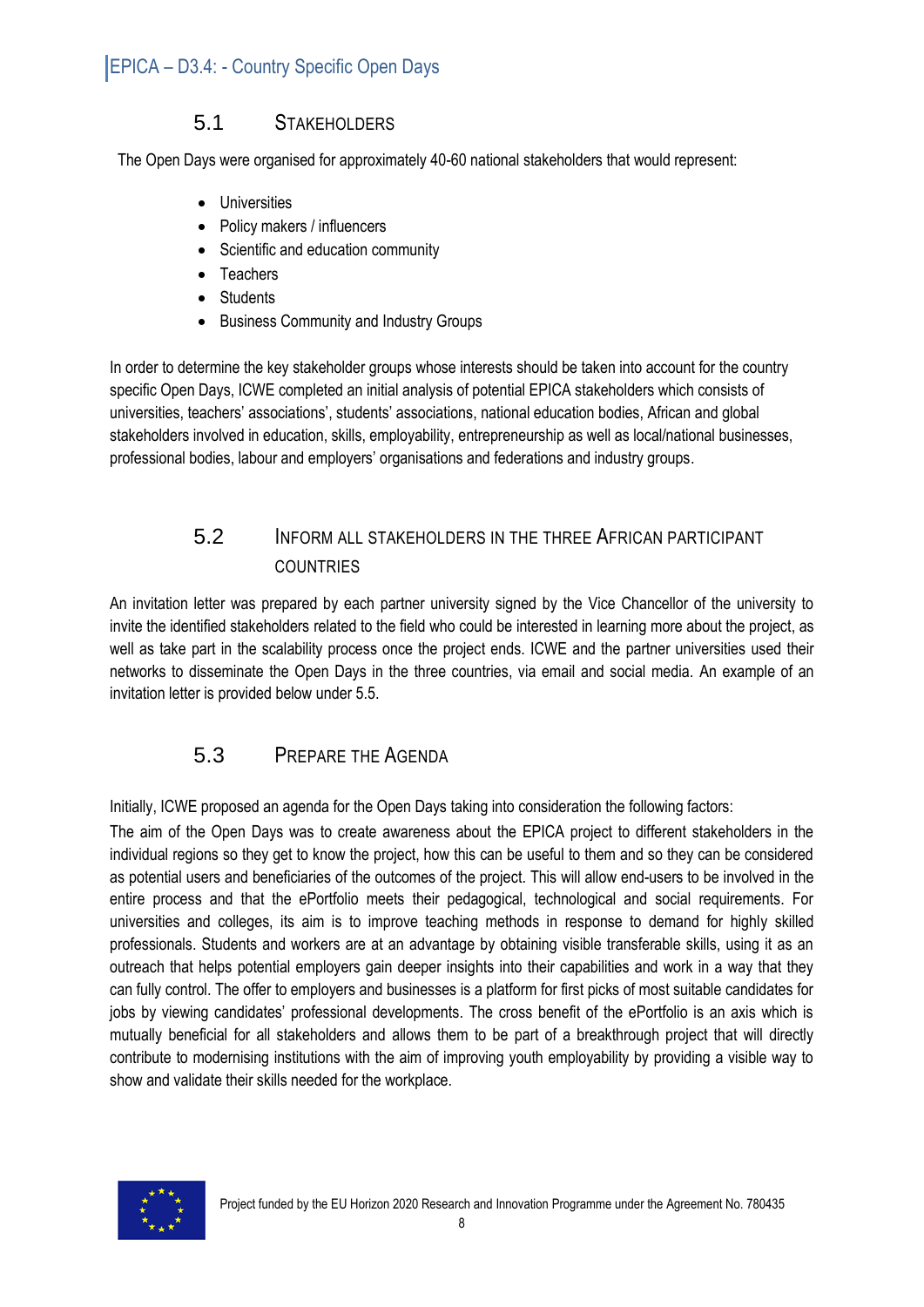## 5.1 Stakeholders

The Open Days were organised for approximately 40-60 national stakeholders that would represent:

- Universities
- Policy makers / influencers
- Scientific and education community
- Teachers
- Students
- Business Community and Industry Groups

In order to determine the key stakeholder groups whose interests should be taken into account for the country specific Open Days, ICWE completed an initial analysis of potential EPICA stakeholders which consists of universities, teachers' associations', students' associations, national education bodies, African and global stakeholders involved in education, skills, employability, entrepreneurship as well as local/national businesses, professional bodies, labour and employers' organisations and federations and industry groups.

## 5.2 Inform all stakeholders in the three African participant countries

An invitation letter was prepared by each partner university signed by the Vice Chancellor of the university to invite the identified stakeholders related to the field who could be interested in learning more about the project, as well as take part in the scalability process once the project ends. ICWE and the partner universities used their networks to disseminate the Open Days in the three countries, via email and social media. An example of an invitation letter is provided below under 5.5.

## 5.3 Prepare the Agenda

Initially, ICWE proposed an agenda for the Open Days taking into consideration the following factors:

The aim of the Open Days was to create awareness about the EPICA project to different stakeholders in the individual regions so they get to know the project, how this can be useful to them and so they can be considered as potential users and beneficiaries of the outcomes of the project. This will allow end-users to be involved in the entire process and that the ePortfolio meets their pedagogical, technological and social requirements. For universities and colleges, its aim is to improve teaching methods in response to demand for highly skilled professionals. Students and workers are at an advantage by obtaining visible transferable skills, using it as an outreach that helps potential employers gain deeper insights into their capabilities and work in a way that they can fully control. The offer to employers and businesses is a platform for first picks of most suitable candidates for jobs by viewing candidates' professional developments. The cross benefit of the ePortfolio is an axis which is mutually beneficial for all stakeholders and allows them to be part of a breakthrough project that will directly contribute to modernising institutions with the aim of improving youth employability by providing a visible way to show and validate their skills needed for the workplace.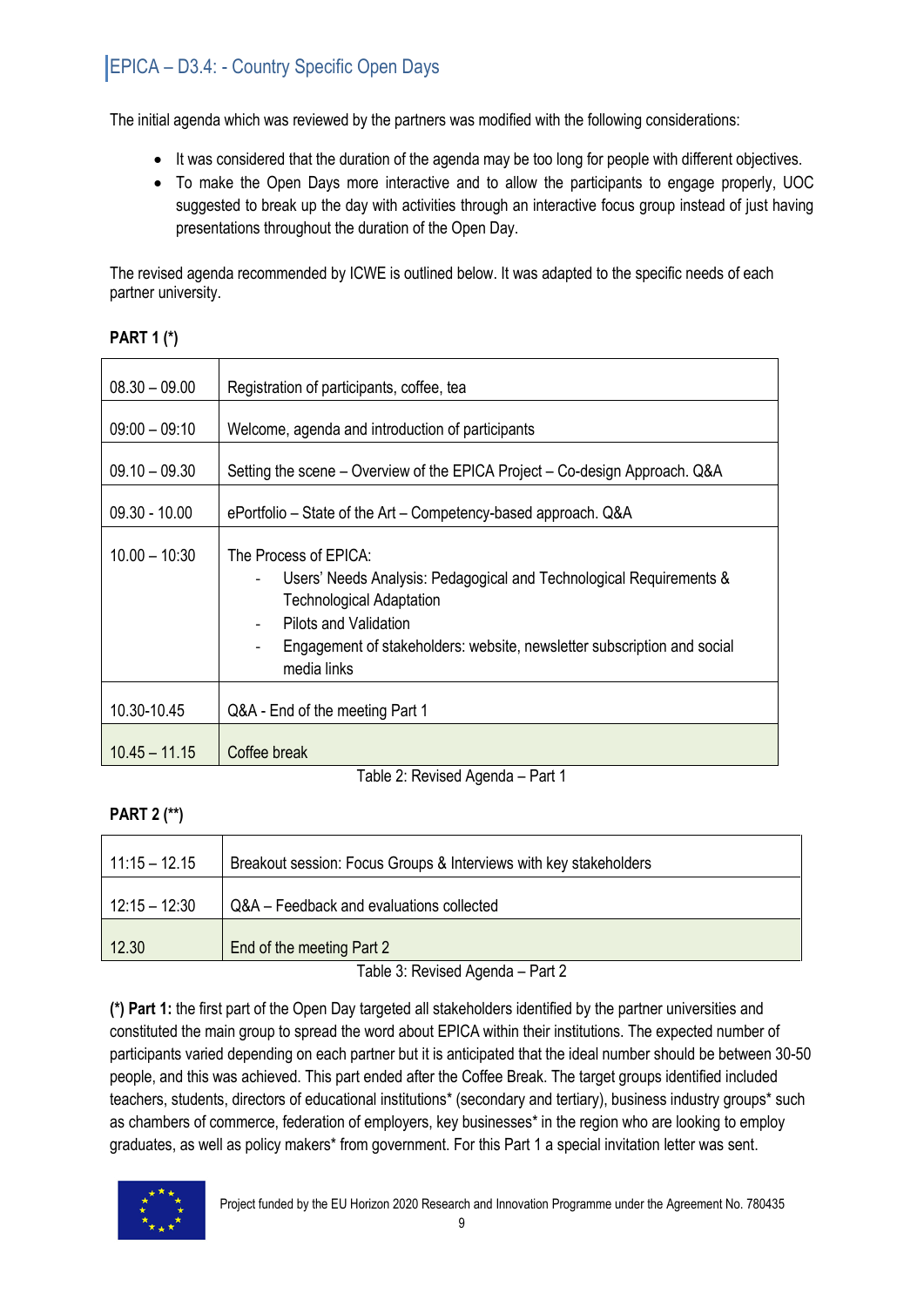The initial agenda which was reviewed by the partners was modified with the following considerations:

- It was considered that the duration of the agenda may be too long for people with different objectives.
- To make the Open Days more interactive and to allow the participants to engage properly, UOC suggested to break up the day with activities through an interactive focus group instead of just having presentations throughout the duration of the Open Day.

The revised agenda recommended by ICWE is outlined below. It was adapted to the specific needs of each partner university.

**PART 1 (*)**

| | |
|---|---|
| 08.30 – 09.00 | Registration of participants, coffee, tea |
| 09:00 – 09:10 | Welcome, agenda and introduction of participants |
| 09.10 – 09.30 | Setting the scene – Overview of the EPICA Project – Co-design Approach. Q&A |
| 09.30 - 10.00 | ePortfolio – State of the Art – Competency-based approach. Q&A |
| 10.00 – 10:30 | The Process of EPICA:<br>- Users' Needs Analysis: Pedagogical and Technological Requirements & Technological Adaptation<br>- Pilots and Validation<br>- Engagement of stakeholders: website, newsletter subscription and social media links |
| 10.30-10.45 | Q&A - End of the meeting Part 1 |
| 10.45 – 11.15 | Coffee break |

Table 2: Revised Agenda – Part 1

**PART 2 (**)**

| | |
|---|---|
| 11:15 – 12.15 | Breakout session: Focus Groups & Interviews with key stakeholders |
| 12:15 – 12:30 | Q&A – Feedback and evaluations collected |
| 12.30 | End of the meeting Part 2 |

Table 3: Revised Agenda – Part 2

**(*) Part 1:** the first part of the Open Day targeted all stakeholders identified by the partner universities and constituted the main group to spread the word about EPICA within their institutions. The expected number of participants varied depending on each partner but it is anticipated that the ideal number should be between 30-50 people, and this was achieved. This part ended after the Coffee Break. The target groups identified included teachers, students, directors of educational institutions* (secondary and tertiary), business industry groups* such as chambers of commerce, federation of employers, key businesses* in the region who are looking to employ graduates, as well as policy makers* from government. For this Part 1 a special invitation letter was sent.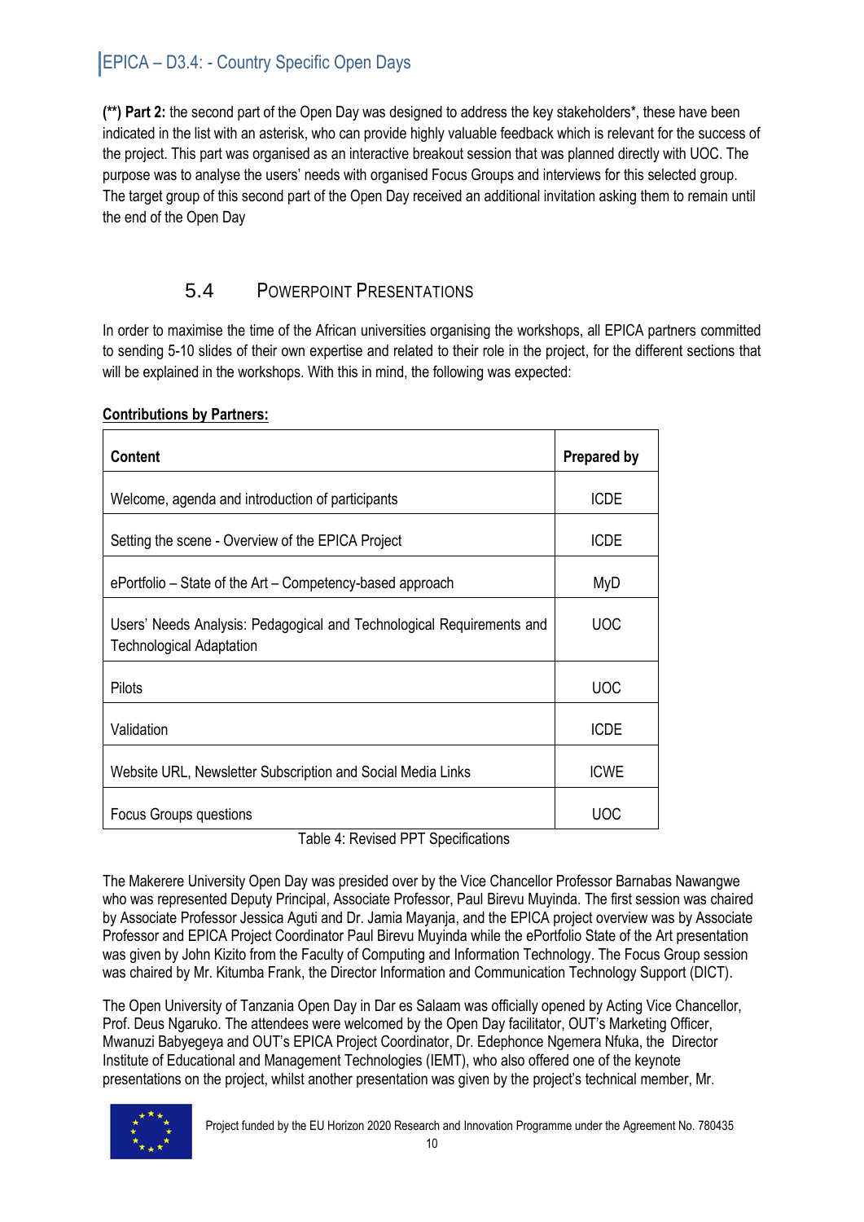**(**) Part 2:** the second part of the Open Day was designed to address the key stakeholders*, these have been indicated in the list with an asterisk, who can provide highly valuable feedback which is relevant for the success of the project. This part was organised as an interactive breakout session that was planned directly with UOC. The purpose was to analyse the users' needs with organised Focus Groups and interviews for this selected group. The target group of this second part of the Open Day received an additional invitation asking them to remain until the end of the Open Day

## 5.4 PowerPoint Presentations

In order to maximise the time of the African universities organising the workshops, all EPICA partners committed to sending 5-10 slides of their own expertise and related to their role in the project, for the different sections that will be explained in the workshops. With this in mind, the following was expected:

**Contributions by Partners:**

| Content | Prepared by |
|---|---|
| Welcome, agenda and introduction of participants | ICDE |
| Setting the scene - Overview of the EPICA Project | ICDE |
| ePortfolio – State of the Art – Competency-based approach | MyD |
| Users' Needs Analysis: Pedagogical and Technological Requirements and Technological Adaptation | UOC |
| Pilots | UOC |
| Validation | ICDE |
| Website URL, Newsletter Subscription and Social Media Links | ICWE |
| Focus Groups questions | UOC |

Table 4: Revised PPT Specifications

The Makerere University Open Day was presided over by the Vice Chancellor Professor Barnabas Nawangwe who was represented Deputy Principal, Associate Professor, Paul Birevu Muyinda. The first session was chaired by Associate Professor Jessica Aguti and Dr. Jamia Mayanja, and the EPICA project overview was by Associate Professor and EPICA Project Coordinator Paul Birevu Muyinda while the ePortfolio State of the Art presentation was given by John Kizito from the Faculty of Computing and Information Technology. The Focus Group session was chaired by Mr. Kitumba Frank, the Director Information and Communication Technology Support (DICT).

The Open University of Tanzania Open Day in Dar es Salaam was officially opened by Acting Vice Chancellor, Prof. Deus Ngaruko. The attendees were welcomed by the Open Day facilitator, OUT's Marketing Officer, Mwanuzi Babyegeya and OUT's EPICA Project Coordinator, Dr. Edephonce Ngemera Nfuka, the Director Institute of Educational and Management Technologies (IEMT), who also offered one of the keynote presentations on the project, whilst another presentation was given by the project's technical member, Mr.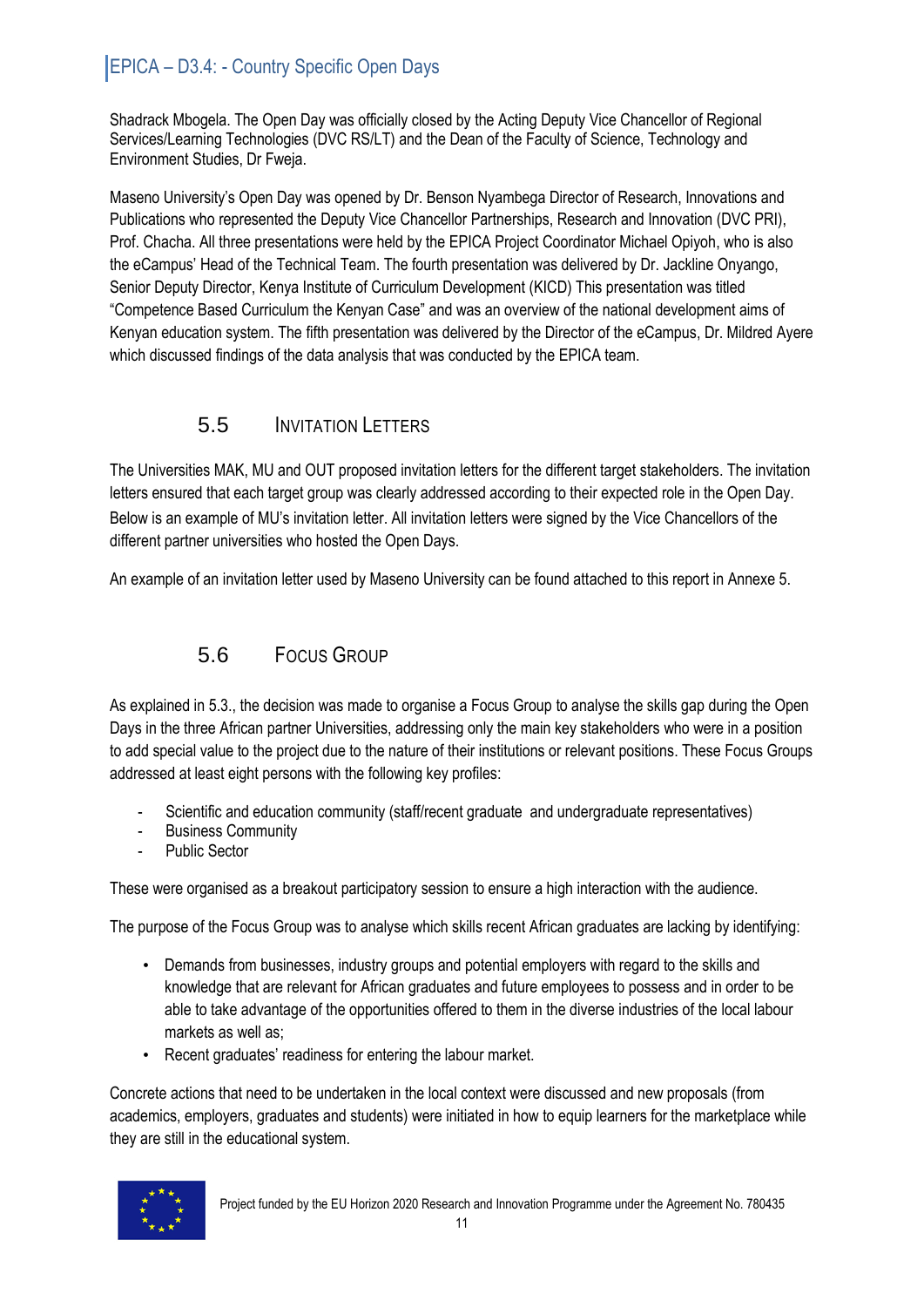Shadrack Mbogela. The Open Day was officially closed by the Acting Deputy Vice Chancellor of Regional Services/Learning Technologies (DVC RS/LT) and the Dean of the Faculty of Science, Technology and Environment Studies, Dr Fweja.

Maseno University's Open Day was opened by Dr. Benson Nyambega Director of Research, Innovations and Publications who represented the Deputy Vice Chancellor Partnerships, Research and Innovation (DVC PRI), Prof. Chacha. All three presentations were held by the EPICA Project Coordinator Michael Opiyoh, who is also the eCampus' Head of the Technical Team. The fourth presentation was delivered by Dr. Jackline Onyango, Senior Deputy Director, Kenya Institute of Curriculum Development (KICD) This presentation was titled "Competence Based Curriculum the Kenyan Case" and was an overview of the national development aims of Kenyan education system. The fifth presentation was delivered by the Director of the eCampus, Dr. Mildred Ayere which discussed findings of the data analysis that was conducted by the EPICA team.

## 5.5 Invitation Letters

The Universities MAK, MU and OUT proposed invitation letters for the different target stakeholders. The invitation letters ensured that each target group was clearly addressed according to their expected role in the Open Day. Below is an example of MU's invitation letter. All invitation letters were signed by the Vice Chancellors of the different partner universities who hosted the Open Days.

An example of an invitation letter used by Maseno University can be found attached to this report in Annexe 5.

## 5.6 Focus Group

As explained in 5.3., the decision was made to organise a Focus Group to analyse the skills gap during the Open Days in the three African partner Universities, addressing only the main key stakeholders who were in a position to add special value to the project due to the nature of their institutions or relevant positions. These Focus Groups addressed at least eight persons with the following key profiles:

- Scientific and education community (staff/recent graduate and undergraduate representatives)
- Business Community
- Public Sector

These were organised as a breakout participatory session to ensure a high interaction with the audience.

The purpose of the Focus Group was to analyse which skills recent African graduates are lacking by identifying:

- Demands from businesses, industry groups and potential employers with regard to the skills and knowledge that are relevant for African graduates and future employees to possess and in order to be able to take advantage of the opportunities offered to them in the diverse industries of the local labour markets as well as;
- Recent graduates' readiness for entering the labour market.

Concrete actions that need to be undertaken in the local context were discussed and new proposals (from academics, employers, graduates and students) were initiated in how to equip learners for the marketplace while they are still in the educational system.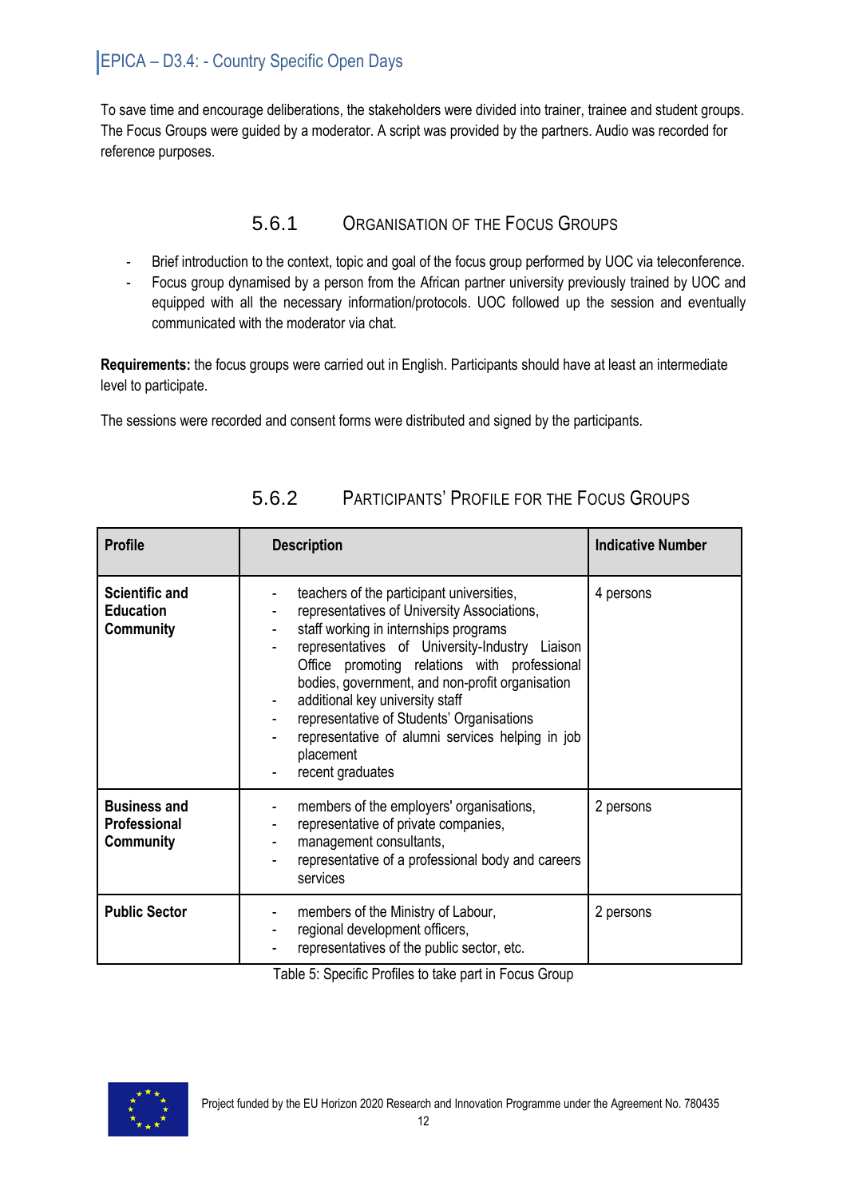To save time and encourage deliberations, the stakeholders were divided into trainer, trainee and student groups. The Focus Groups were guided by a moderator. A script was provided by the partners. Audio was recorded for reference purposes.

### 5.6.1 Organisation of the Focus Groups

- Brief introduction to the context, topic and goal of the focus group performed by UOC via teleconference.
- Focus group dynamised by a person from the African partner university previously trained by UOC and equipped with all the necessary information/protocols. UOC followed up the session and eventually communicated with the moderator via chat.

**Requirements:** the focus groups were carried out in English. Participants should have at least an intermediate level to participate.

The sessions were recorded and consent forms were distributed and signed by the participants.

### 5.6.2 Participants' Profile for the Focus Groups

| Profile | Description | Indicative Number |
|---|---|---|
| **Scientific and Education Community** | - teachers of the participant universities,<br>- representatives of University Associations,<br>- staff working in internships programs<br>- representatives of University-Industry Liaison Office promoting relations with professional bodies, government, and non-profit organisation<br>- additional key university staff<br>- representative of Students' Organisations<br>- representative of alumni services helping in job placement<br>- recent graduates | 4 persons |
| **Business and Professional Community** | - members of the employers' organisations,<br>- representative of private companies,<br>- management consultants,<br>- representative of a professional body and careers services | 2 persons |
| **Public Sector** | - members of the Ministry of Labour,<br>- regional development officers,<br>- representatives of the public sector, etc. | 2 persons |

Table 5: Specific Profiles to take part in Focus Group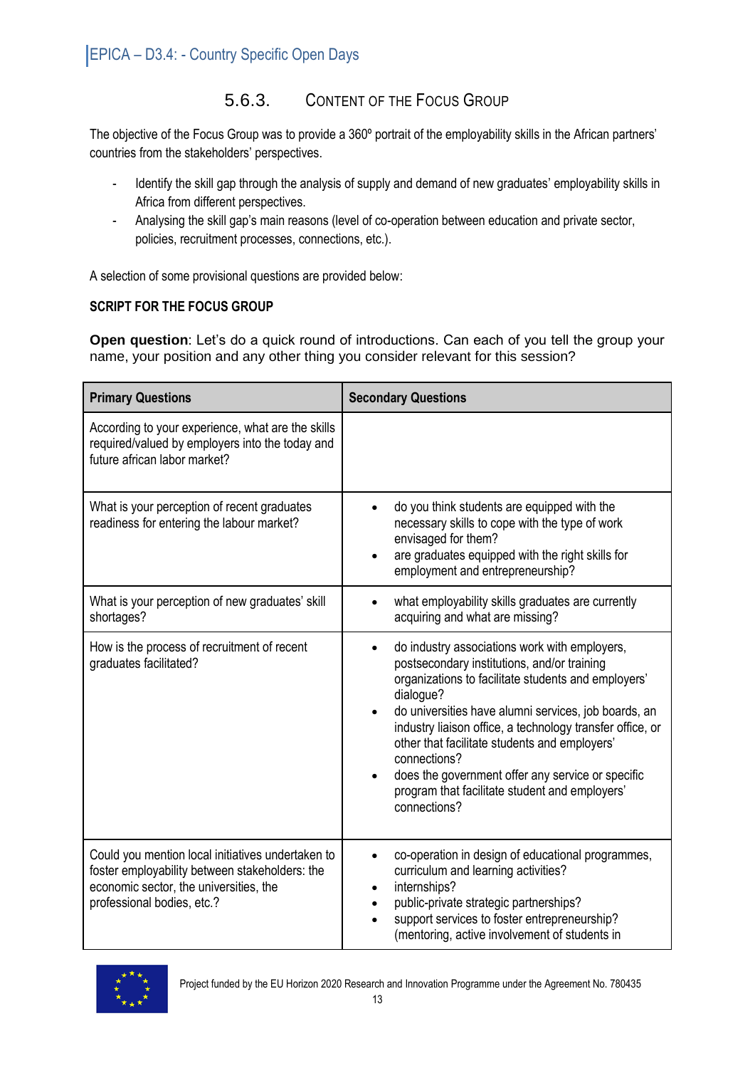### 5.6.3. Content of the Focus Group

The objective of the Focus Group was to provide a 360º portrait of the employability skills in the African partners' countries from the stakeholders' perspectives.

- Identify the skill gap through the analysis of supply and demand of new graduates' employability skills in Africa from different perspectives.
- Analysing the skill gap's main reasons (level of co-operation between education and private sector, policies, recruitment processes, connections, etc.).

A selection of some provisional questions are provided below:

**SCRIPT FOR THE FOCUS GROUP**

**Open question**: Let's do a quick round of introductions. Can each of you tell the group your name, your position and any other thing you consider relevant for this session?

| Primary Questions | Secondary Questions |
| --- | --- |
| According to your experience, what are the skills required/valued by employers into the today and future african labor market? | |
| What is your perception of recent graduates readiness for entering the labour market? | • do you think students are equipped with the necessary skills to cope with the type of work envisaged for them?<br>• are graduates equipped with the right skills for employment and entrepreneurship? |
| What is your perception of new graduates' skill shortages? | • what employability skills graduates are currently acquiring and what are missing? |
| How is the process of recruitment of recent graduates facilitated? | • do industry associations work with employers, postsecondary institutions, and/or training organizations to facilitate students and employers' dialogue?<br>• do universities have alumni services, job boards, an industry liaison office, a technology transfer office, or other that facilitate students and employers' connections?<br>• does the government offer any service or specific program that facilitate student and employers' connections? |
| Could you mention local initiatives undertaken to foster employability between stakeholders: the economic sector, the universities, the professional bodies, etc.? | • co-operation in design of educational programmes, curriculum and learning activities?<br>• internships?<br>• public-private strategic partnerships?<br>• support services to foster entrepreneurship? (mentoring, active involvement of students in |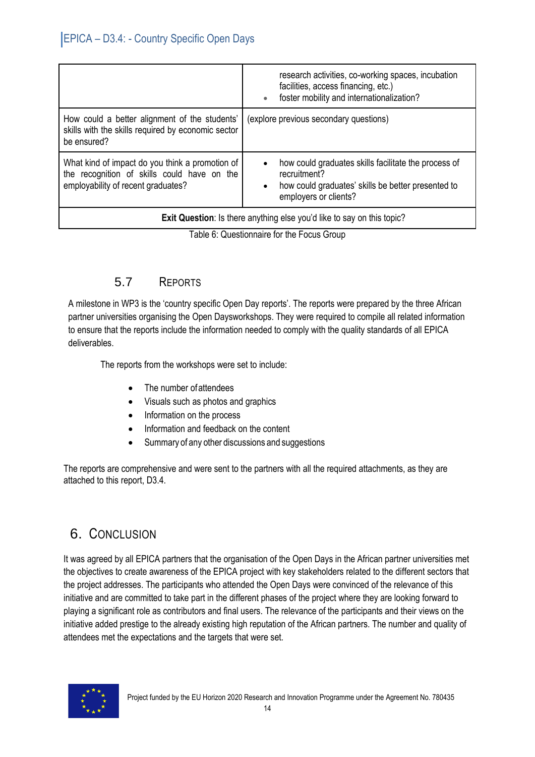| | |
|---|---|
| | research activities, co-working spaces, incubation facilities, access financing, etc.)<br>• foster mobility and internationalization? |
| How could a better alignment of the students' skills with the skills required by economic sector be ensured? | (explore previous secondary questions) |
| What kind of impact do you think a promotion of the recognition of skills could have on the employability of recent graduates? | • how could graduates skills facilitate the process of recruitment?<br>• how could graduates' skills be better presented to employers or clients? |
| **Exit Question**: Is there anything else you'd like to say on this topic? | |

Table 6: Questionnaire for the Focus Group

### 5.7 Reports

A milestone in WP3 is the 'country specific Open Day reports'. The reports were prepared by the three African partner universities organising the Open Daysworkshops. They were required to compile all related information to ensure that the reports include the information needed to comply with the quality standards of all EPICA deliverables.

The reports from the workshops were set to include:

- The number of attendees
- Visuals such as photos and graphics
- Information on the process
- Information and feedback on the content
- Summary of any other discussions and suggestions

The reports are comprehensive and were sent to the partners with all the required attachments, as they are attached to this report, D3.4.

## 6. Conclusion

It was agreed by all EPICA partners that the organisation of the Open Days in the African partner universities met the objectives to create awareness of the EPICA project with key stakeholders related to the different sectors that the project addresses. The participants who attended the Open Days were convinced of the relevance of this initiative and are committed to take part in the different phases of the project where they are looking forward to playing a significant role as contributors and final users. The relevance of the participants and their views on the initiative added prestige to the already existing high reputation of the African partners. The number and quality of attendees met the expectations and the targets that were set.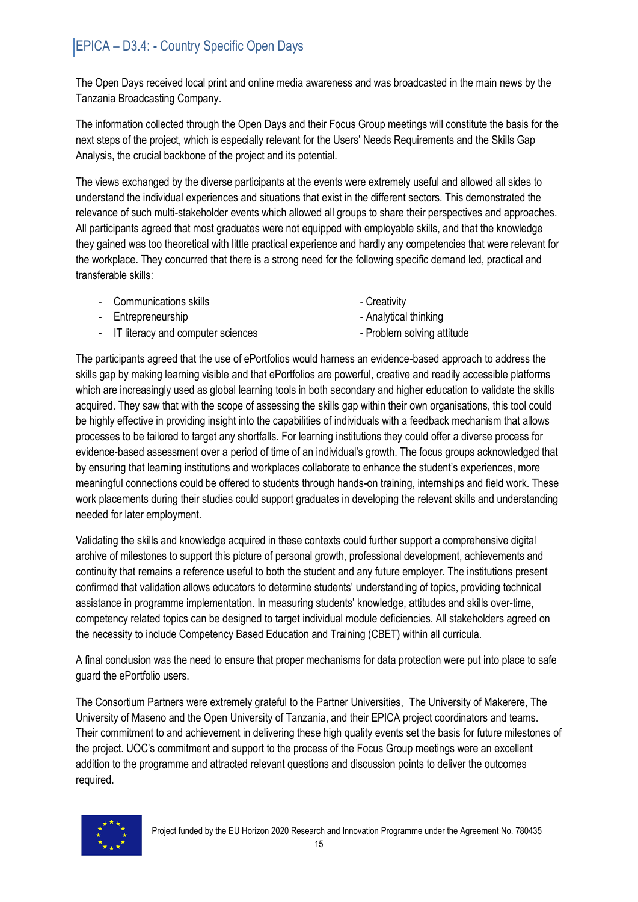The Open Days received local print and online media awareness and was broadcasted in the main news by the Tanzania Broadcasting Company.

The information collected through the Open Days and their Focus Group meetings will constitute the basis for the next steps of the project, which is especially relevant for the Users' Needs Requirements and the Skills Gap Analysis, the crucial backbone of the project and its potential.

The views exchanged by the diverse participants at the events were extremely useful and allowed all sides to understand the individual experiences and situations that exist in the different sectors. This demonstrated the relevance of such multi-stakeholder events which allowed all groups to share their perspectives and approaches. All participants agreed that most graduates were not equipped with employable skills, and that the knowledge they gained was too theoretical with little practical experience and hardly any competencies that were relevant for the workplace. They concurred that there is a strong need for the following specific demand led, practical and transferable skills:

- Communications skills
- Entrepreneurship
- IT literacy and computer sciences
- Creativity
- Analytical thinking
- Problem solving attitude

The participants agreed that the use of ePortfolios would harness an evidence-based approach to address the skills gap by making learning visible and that ePortfolios are powerful, creative and readily accessible platforms which are increasingly used as global learning tools in both secondary and higher education to validate the skills acquired. They saw that with the scope of assessing the skills gap within their own organisations, this tool could be highly effective in providing insight into the capabilities of individuals with a feedback mechanism that allows processes to be tailored to target any shortfalls. For learning institutions they could offer a diverse process for evidence-based assessment over a period of time of an individual's growth. The focus groups acknowledged that by ensuring that learning institutions and workplaces collaborate to enhance the student's experiences, more meaningful connections could be offered to students through hands-on training, internships and field work. These work placements during their studies could support graduates in developing the relevant skills and understanding needed for later employment.

Validating the skills and knowledge acquired in these contexts could further support a comprehensive digital archive of milestones to support this picture of personal growth, professional development, achievements and continuity that remains a reference useful to both the student and any future employer. The institutions present confirmed that validation allows educators to determine students' understanding of topics, providing technical assistance in programme implementation. In measuring students' knowledge, attitudes and skills over-time, competency related topics can be designed to target individual module deficiencies. All stakeholders agreed on the necessity to include Competency Based Education and Training (CBET) within all curricula.

A final conclusion was the need to ensure that proper mechanisms for data protection were put into place to safe guard the ePortfolio users.

The Consortium Partners were extremely grateful to the Partner Universities, The University of Makerere, The University of Maseno and the Open University of Tanzania, and their EPICA project coordinators and teams. Their commitment to and achievement in delivering these high quality events set the basis for future milestones of the project. UOC's commitment and support to the process of the Focus Group meetings were an excellent addition to the programme and attracted relevant questions and discussion points to deliver the outcomes required.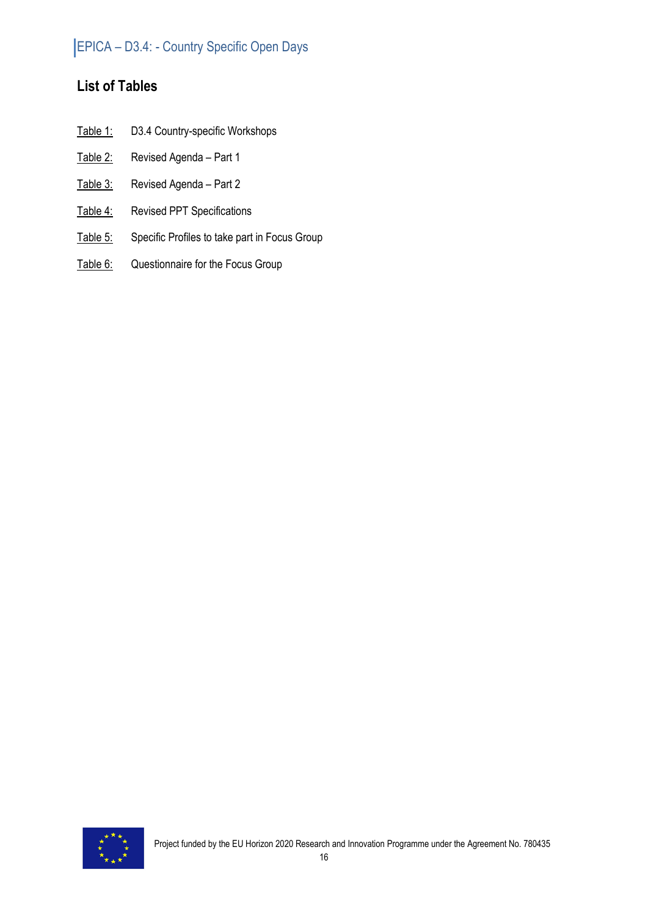## List of Tables

Table 1: D3.4 Country-specific Workshops

Table 2: Revised Agenda – Part 1

Table 3: Revised Agenda – Part 2

Table 4: Revised PPT Specifications

Table 5: Specific Profiles to take part in Focus Group

Table 6: Questionnaire for the Focus Group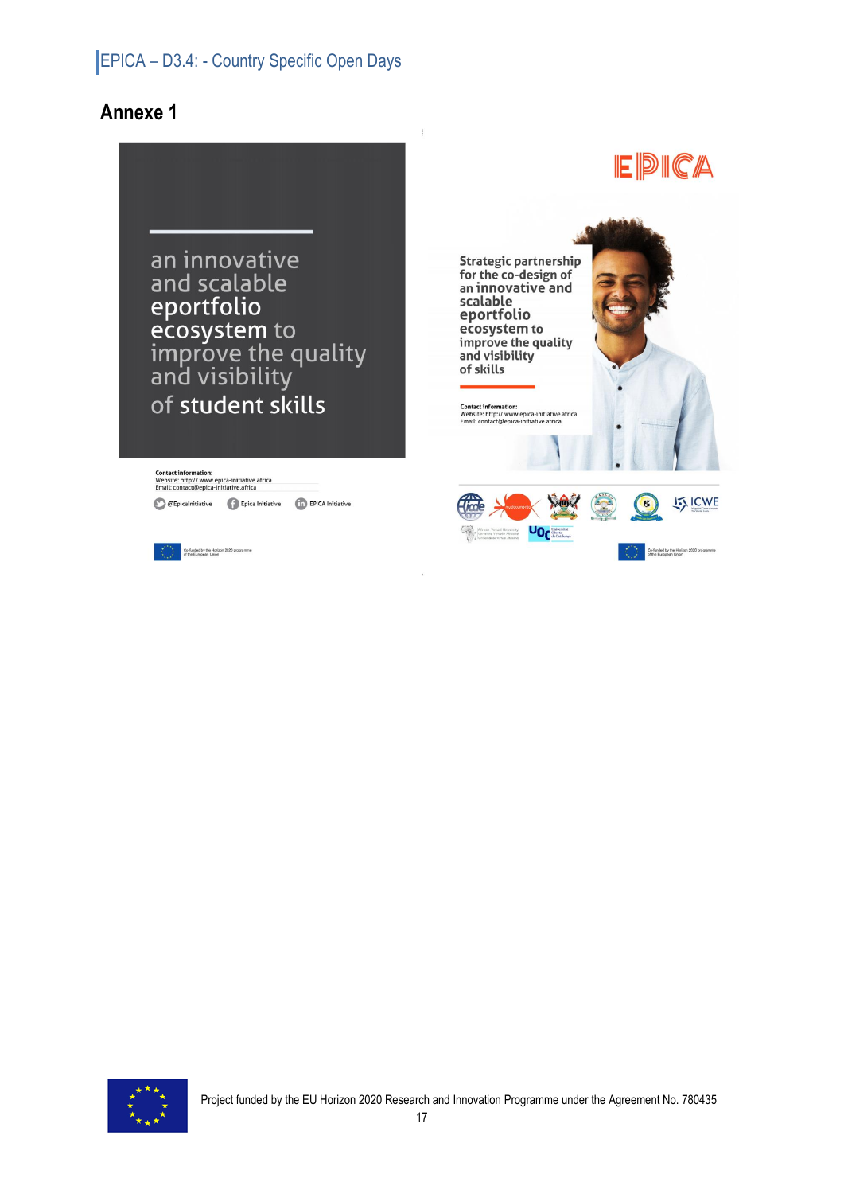## Annexe 1

an innovative and scalable eportfolio ecosystem to improve the quality and visibility of student skills

Contact information:
Website: http:// www.epica-initiative.africa
Email: contact@epica-initiative.africa

@EpicaInitiative   Epica Initiative   EPICA Initiative

Co-funded by the Horizon 2020 programme of the European Union

EPICA

Strategic partnership for the co-design of an innovative and scalable eportfolio ecosystem to improve the quality and visibility of skills

Contact information:
Website: http:// www.epica-initiative.africa
Email: contact@epica-initiative.africa

Co-funded by the Horizon 2020 programme of the European Union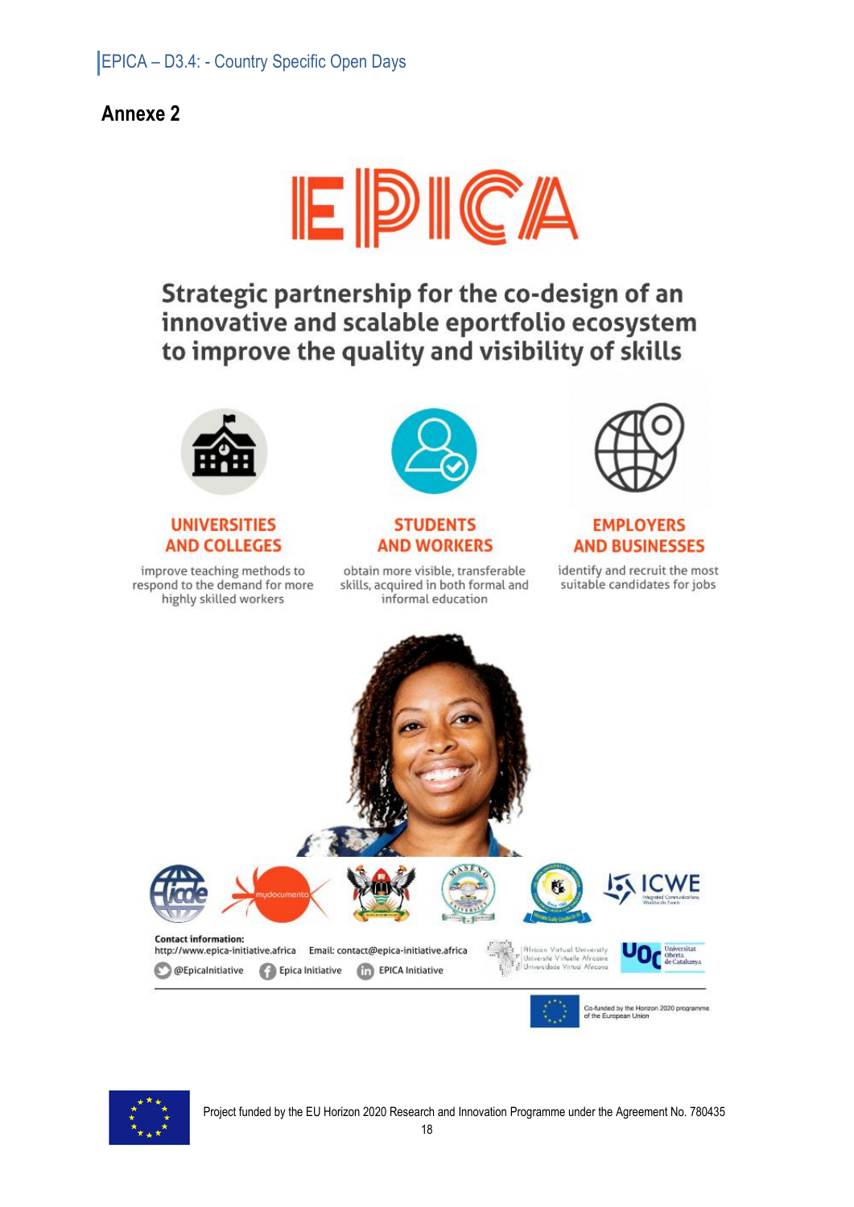## Annexe 2

# EPICA

**Strategic partnership for the co-design of an innovative and scalable eportfolio ecosystem to improve the quality and visibility of skills**

**UNIVERSITIES AND COLLEGES**

improve teaching methods to respond to the demand for more highly skilled workers

**STUDENTS AND WORKERS**

obtain more visible, transferable skills, acquired in both formal and informal education

**EMPLOYERS AND BUSINESSES**

identify and recruit the most suitable candidates for jobs

**Contact information:**

http://www.epica-initiative.africa Email: contact@epica-initiative.africa

@EpicaInitiative Epica Initiative EPICA Initiative

Co-funded by the Horizon 2020 programme of the European Union

Project funded by the EU Horizon 2020 Research and Innovation Programme under the Agreement No. 780435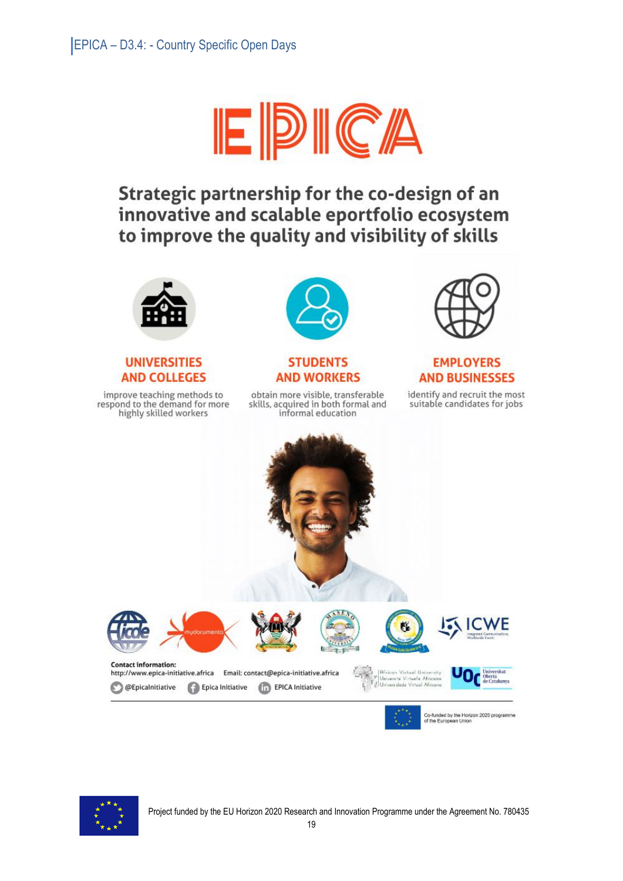# EPICA

## Strategic partnership for the co-design of an innovative and scalable eportfolio ecosystem to improve the quality and visibility of skills

**UNIVERSITIES AND COLLEGES**

improve teaching methods to respond to the demand for more highly skilled workers

**STUDENTS AND WORKERS**

obtain more visible, transferable skills, acquired in both formal and informal education

**EMPLOYERS AND BUSINESSES**

identify and recruit the most suitable candidates for jobs

**Contact information:**

http://www.epica-initiative.africa Email: contact@epica-initiative.africa

@EpicaInitiative Epica Initiative EPICA Initiative

Co-funded by the Horizon 2020 programme of the European Union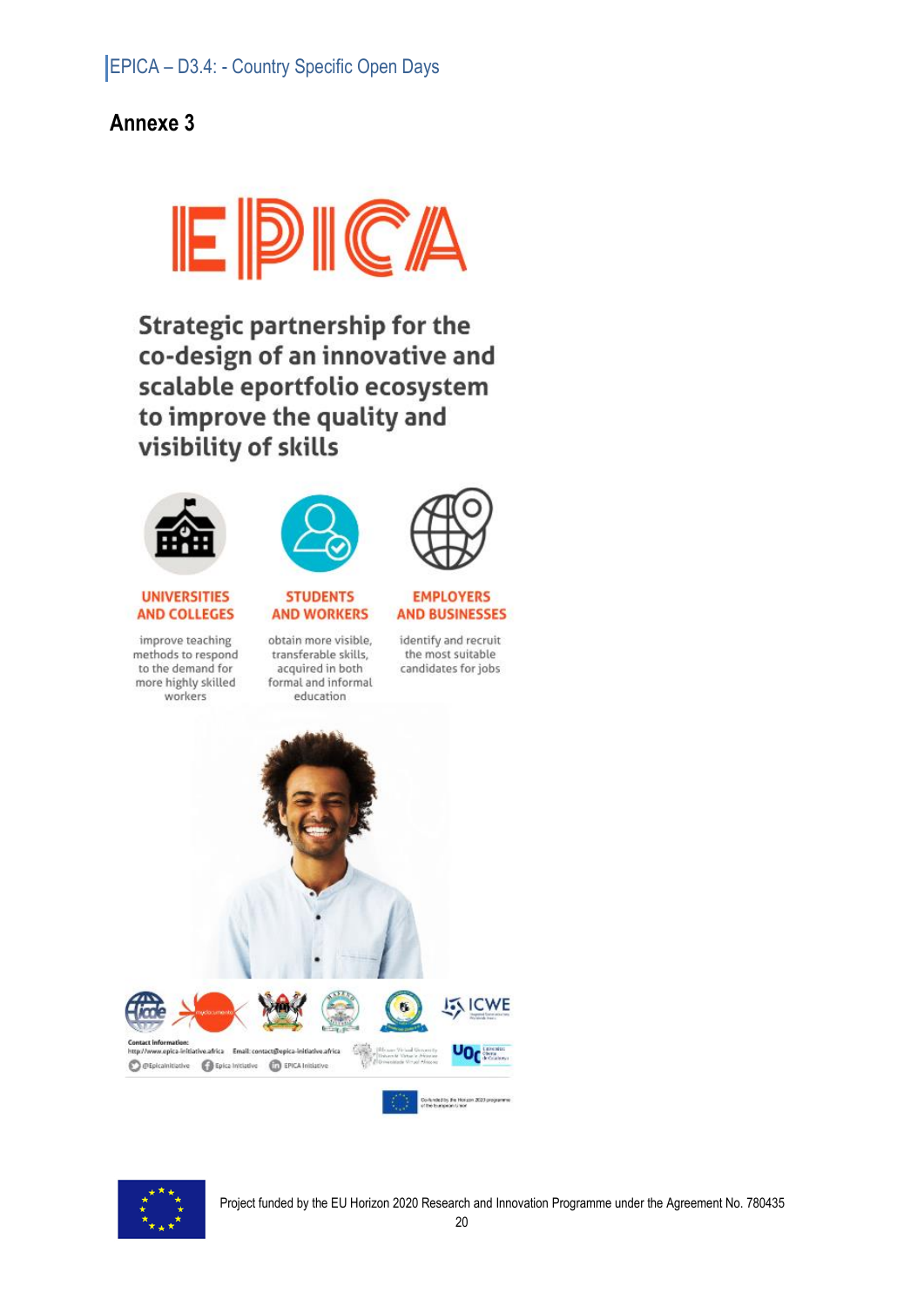## Annexe 3

# EPICA

**Strategic partnership for the co-design of an innovative and scalable eportfolio ecosystem to improve the quality and visibility of skills**

**UNIVERSITIES AND COLLEGES**

improve teaching methods to respond to the demand for more highly skilled workers

**STUDENTS AND WORKERS**

obtain more visible, transferable skills, acquired in both formal and informal education

**EMPLOYERS AND BUSINESSES**

identify and recruit the most suitable candidates for jobs

Contact information:
http://www.epica-initiative.africa Email: contact@epica-initiative.africa
@EpicaInitiative Epica Initiative EPICA Initiative

ICWE

UOC

Co-funded by the Horizon 2020 programme of the European Union

Project funded by the EU Horizon 2020 Research and Innovation Programme under the Agreement No. 780435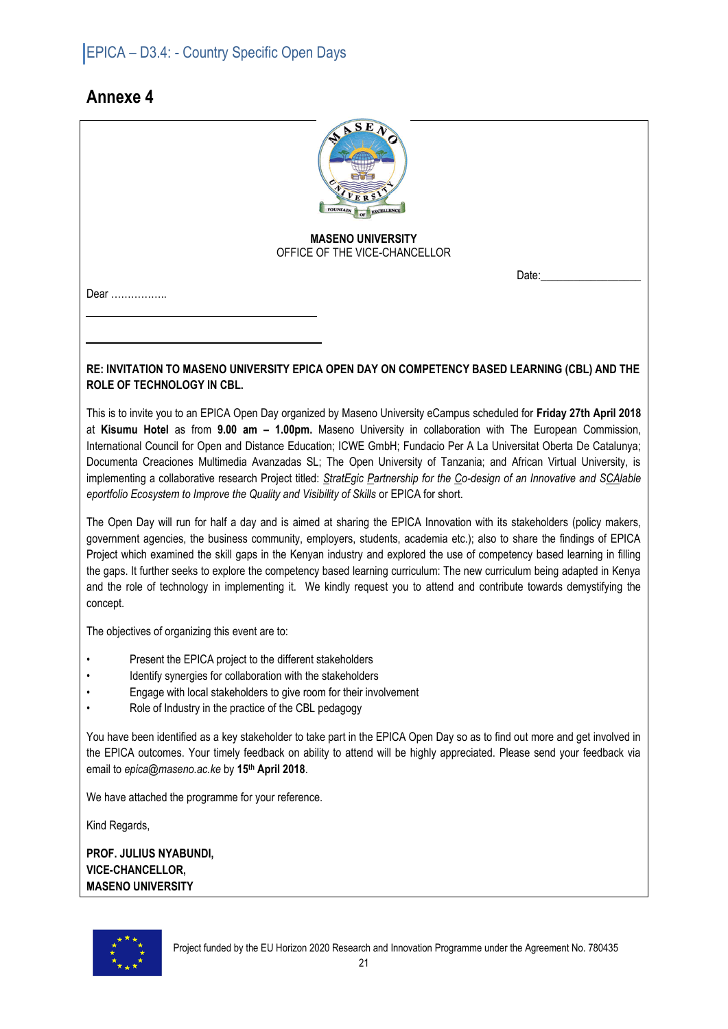## Annexe 4

**MASENO UNIVERSITY**
OFFICE OF THE VICE-CHANCELLOR

Date:__________________

Dear ……………..

___________________________________

___________________________________

**RE: INVITATION TO MASENO UNIVERSITY EPICA OPEN DAY ON COMPETENCY BASED LEARNING (CBL) AND THE ROLE OF TECHNOLOGY IN CBL.**

This is to invite you to an EPICA Open Day organized by Maseno University eCampus scheduled for **Friday 27th April 2018** at **Kisumu Hotel** as from **9.00 am – 1.00pm.** Maseno University in collaboration with The European Commission, International Council for Open and Distance Education; ICWE GmbH; Fundacio Per A La Universitat Oberta De Catalunya; Documenta Creaciones Multimedia Avanzadas SL; The Open University of Tanzania; and African Virtual University, is implementing a collaborative research Project titled: *StratEgic Partnership for the Co-design of an Innovative and SCAlable eportfolio Ecosystem to Improve the Quality and Visibility of Skills* or EPICA for short.

The Open Day will run for half a day and is aimed at sharing the EPICA Innovation with its stakeholders (policy makers, government agencies, the business community, employers, students, academia etc.); also to share the findings of EPICA Project which examined the skill gaps in the Kenyan industry and explored the use of competency based learning in filling the gaps. It further seeks to explore the competency based learning curriculum: The new curriculum being adapted in Kenya and the role of technology in implementing it. We kindly request you to attend and contribute towards demystifying the concept.

The objectives of organizing this event are to:

- Present the EPICA project to the different stakeholders
- Identify synergies for collaboration with the stakeholders
- Engage with local stakeholders to give room for their involvement
- Role of Industry in the practice of the CBL pedagogy

You have been identified as a key stakeholder to take part in the EPICA Open Day so as to find out more and get involved in the EPICA outcomes. Your timely feedback on ability to attend will be highly appreciated. Please send your feedback via email to *epica@maseno.ac.ke* by **15th April 2018**.

We have attached the programme for your reference.

Kind Regards,

**PROF. JULIUS NYABUNDI,**
**VICE-CHANCELLOR,**
**MASENO UNIVERSITY**